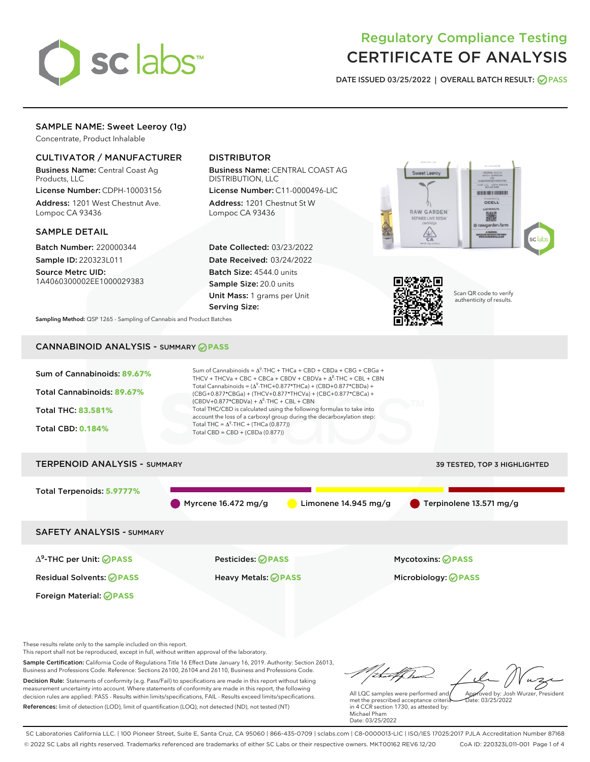# Regulatory Compliance Testing
# CERTIFICATE OF ANALYSIS

**DATE ISSUED** 03/25/2022 | **OVERALL BATCH RESULT:** PASS

## SAMPLE NAME: Sweet Leeroy (1g)

Concentrate, Product Inhalable

### CULTIVATOR / MANUFACTURER

**Business Name:** Central Coast Ag Products, LLC

**License Number:** CDPH-10003156

**Address:** 1201 West Chestnut Ave. Lompoc CA 93436

### DISTRIBUTOR

**Business Name:** CENTRAL COAST AG DISTRIBUTION, LLC

**License Number:** C11-0000496-LIC

**Address:** 1201 Chestnut St W Lompoc CA 93436

### SAMPLE DETAIL

**Batch Number:** 220000344

**Sample ID:** 220323L011

**Source Metrc UID:** 1A4060300002EE1000029383

**Date Collected:** 03/23/2022

**Date Received:** 03/24/2022

**Batch Size:** 4544.0 units

**Sample Size:** 20.0 units

**Unit Mass:** 1 grams per Unit

**Serving Size:**

Scan QR code to verify authenticity of results.

**Sampling Method:** QSP 1265 - Sampling of Cannabis and Product Batches

## CANNABINOID ANALYSIS - SUMMARY PASS

**Sum of Cannabinoids:** 89.67%

**Total Cannabinoids:** 89.67%

**Total THC:** 83.581%

**Total CBD:** 0.184%

Sum of Cannabinoids = $\Delta^9$-THC + THCa + CBD + CBDa + CBG + CBGa + THCV + THCVa + CBC + CBCa + CBDV + CBDVa + $\Delta^8$-THC + CBL + CBN

Total Cannabinoids = ($\Delta^9$-THC+0.877\*THCa) + (CBD+0.877\*CBDa) + (CBG+0.877\*CBGa) + (THCV+0.877\*THCVa) + (CBC+0.877\*CBCa) + (CBDV+0.877\*CBDVa) + $\Delta^8$-THC + CBL + CBN

Total THC/CBD is calculated using the following formulas to take into account the loss of a carboxyl group during the decarboxylation step:

Total THC = $\Delta^9$-THC + (THCa (0.877))

Total CBD = CBD + (CBDa (0.877))

## TERPENOID ANALYSIS - SUMMARY

39 TESTED, TOP 3 HIGHLIGHTED

**Total Terpenoids:** 5.9777%

Myrcene 16.472 mg/g | Limonene 14.945 mg/g | Terpinolene 13.571 mg/g

## SAFETY ANALYSIS - SUMMARY

| | | |
|---|---|---|
| $\Delta^9$-THC per Unit: PASS | Pesticides: PASS | Mycotoxins: PASS |
| Residual Solvents: PASS | Heavy Metals: PASS | Microbiology: PASS |
| Foreign Material: PASS | | |

These results relate only to the sample included on this report.
This report shall not be reproduced, except in full, without written approval of the laboratory.

**Sample Certification:** California Code of Regulations Title 16 Effect Date January 16, 2019. Authority: Section 26013, Business and Professions Code. Reference: Sections 26100, 26104 and 26110, Business and Professions Code.

**Decision Rule:** Statements of conformity (e.g. Pass/Fail) to specifications are made in this report without taking measurement uncertainty into account. Where statements of conformity are made in this report, the following decision rules are applied: PASS - Results within limits/specifications, FAIL - Results exceed limits/specifications.

**References:** limit of detection (LOD), limit of quantification (LOQ), not detected (ND), not tested (NT)

All LQC samples were performed and met the prescribed acceptance criteria in 4 CCR section 1730, as attested by: Michael Pham
Date: 03/25/2022

Approved by: Josh Wurzer, President
Date: 03/25/2022

SC Laboratories California LLC. | 100 Pioneer Street, Suite E, Santa Cruz, CA 95060 | 866-435-0709 | sclabs.com | C8-0000013-LIC | ISO/IES 17025:2017 PJLA Accreditation Number 87168
© 2022 SC Labs all rights reserved. Trademarks referenced are trademarks of either SC Labs or their respective owners. MKT00162 REV6 12/20 CoA ID: 220323L011-001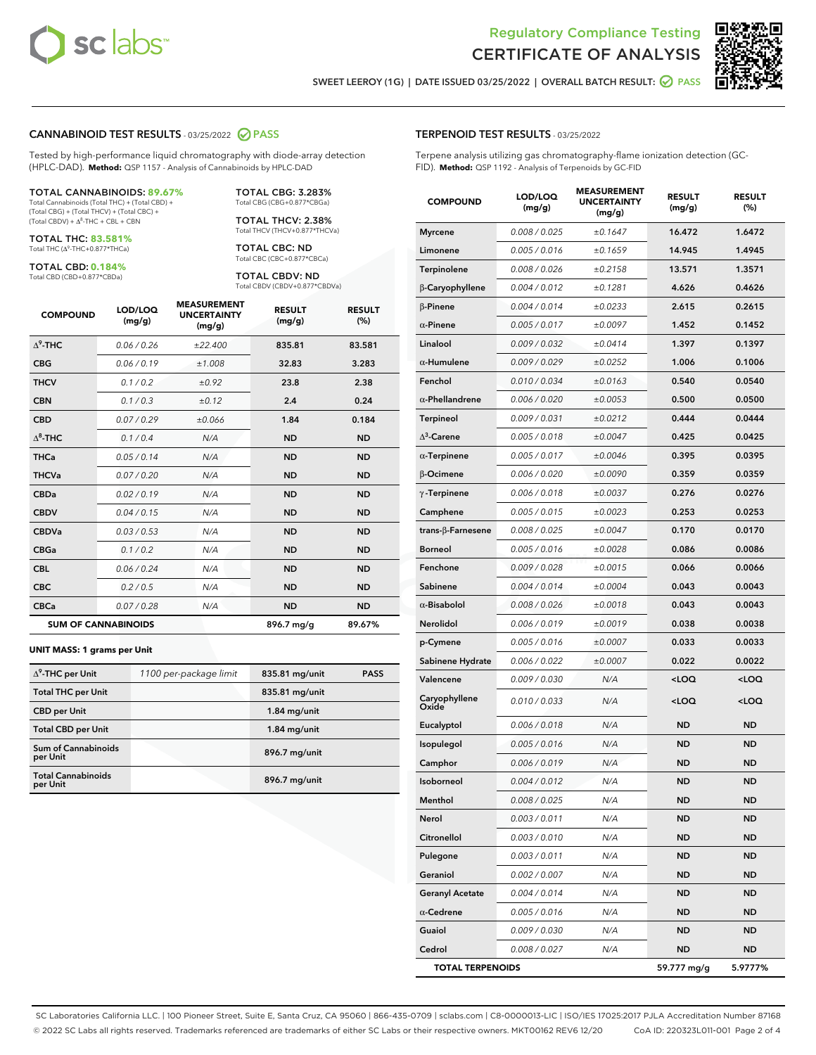# Regulatory Compliance Testing
# CERTIFICATE OF ANALYSIS

SWEET LEEROY (1G) | DATE ISSUED 03/25/2022 | OVERALL BATCH RESULT: PASS

## CANNABINOID TEST RESULTS - 03/25/2022 PASS

Tested by high-performance liquid chromatography with diode-array detection (HPLC-DAD). **Method:** QSP 1157 - Analysis of Cannabinoids by HPLC-DAD

**TOTAL CANNABINOIDS: 89.67%**
Total Cannabinoids (Total THC) + (Total CBD) + (Total CBG) + (Total THCV) + (Total CBC) + (Total CBDV) + $\Delta^8$-THC + CBL + CBN

**TOTAL THC: 83.581%**
Total THC ($\Delta^9$-THC+0.877*THCa)

**TOTAL CBD: 0.184%**
Total CBD (CBD+0.877*CBDa)

**TOTAL CBG: 3.283%**
Total CBG (CBG+0.877*CBGa)

**TOTAL THCV: 2.38%**
Total THCV (THCV+0.877*THCVa)

**TOTAL CBC: ND**
Total CBC (CBC+0.877*CBCa)

**TOTAL CBDV: ND**
Total CBDV (CBDV+0.877*CBDVa)

| COMPOUND | LOD/LOQ (mg/g) | MEASUREMENT UNCERTAINTY (mg/g) | RESULT (mg/g) | RESULT (%) |
|---|---|---|---|---|
| $\Delta^9$-THC | 0.06 / 0.26 | ±22.400 | 835.81 | 83.581 |
| CBG | 0.06 / 0.19 | ±1.008 | 32.83 | 3.283 |
| THCV | 0.1 / 0.2 | ±0.92 | 23.8 | 2.38 |
| CBN | 0.1 / 0.3 | ±0.12 | 2.4 | 0.24 |
| CBD | 0.07 / 0.29 | ±0.066 | 1.84 | 0.184 |
| $\Delta^8$-THC | 0.1 / 0.4 | N/A | ND | ND |
| THCa | 0.05 / 0.14 | N/A | ND | ND |
| THCVa | 0.07 / 0.20 | N/A | ND | ND |
| CBDa | 0.02 / 0.19 | N/A | ND | ND |
| CBDV | 0.04 / 0.15 | N/A | ND | ND |
| CBDVa | 0.03 / 0.53 | N/A | ND | ND |
| CBGa | 0.1 / 0.2 | N/A | ND | ND |
| CBL | 0.06 / 0.24 | N/A | ND | ND |
| CBC | 0.2 / 0.5 | N/A | ND | ND |
| CBCa | 0.07 / 0.28 | N/A | ND | ND |
| **SUM OF CANNABINOIDS** | | | 896.7 mg/g | 89.67% |

**UNIT MASS: 1 grams per Unit**

| | | | |
|---|---|---|---|
| $\Delta^9$-THC per Unit | 1100 per-package limit | 835.81 mg/unit | PASS |
| Total THC per Unit | | 835.81 mg/unit | |
| CBD per Unit | | 1.84 mg/unit | |
| Total CBD per Unit | | 1.84 mg/unit | |
| Sum of Cannabinoids per Unit | | 896.7 mg/unit | |
| Total Cannabinoids per Unit | | 896.7 mg/unit | |

## TERPENOID TEST RESULTS - 03/25/2022

Terpene analysis utilizing gas chromatography-flame ionization detection (GC-FID). **Method:** QSP 1192 - Analysis of Terpenoids by GC-FID

| COMPOUND | LOD/LOQ (mg/g) | MEASUREMENT UNCERTAINTY (mg/g) | RESULT (mg/g) | RESULT (%) |
|---|---|---|---|---|
| Myrcene | 0.008 / 0.025 | ±0.1647 | 16.472 | 1.6472 |
| Limonene | 0.005 / 0.016 | ±0.1659 | 14.945 | 1.4945 |
| Terpinolene | 0.008 / 0.026 | ±0.2158 | 13.571 | 1.3571 |
| β-Caryophyllene | 0.004 / 0.012 | ±0.1281 | 4.626 | 0.4626 |
| β-Pinene | 0.004 / 0.014 | ±0.0233 | 2.615 | 0.2615 |
| α-Pinene | 0.005 / 0.017 | ±0.0097 | 1.452 | 0.1452 |
| Linalool | 0.009 / 0.032 | ±0.0414 | 1.397 | 0.1397 |
| α-Humulene | 0.009 / 0.029 | ±0.0252 | 1.006 | 0.1006 |
| Fenchol | 0.010 / 0.034 | ±0.0163 | 0.540 | 0.0540 |
| α-Phellandrene | 0.006 / 0.020 | ±0.0053 | 0.500 | 0.0500 |
| Terpineol | 0.009 / 0.031 | ±0.0212 | 0.444 | 0.0444 |
| $\Delta^3$-Carene | 0.005 / 0.018 | ±0.0047 | 0.425 | 0.0425 |
| α-Terpinene | 0.005 / 0.017 | ±0.0046 | 0.395 | 0.0395 |
| β-Ocimene | 0.006 / 0.020 | ±0.0090 | 0.359 | 0.0359 |
| γ-Terpinene | 0.006 / 0.018 | ±0.0037 | 0.276 | 0.0276 |
| Camphene | 0.005 / 0.015 | ±0.0023 | 0.253 | 0.0253 |
| trans-β-Farnesene | 0.008 / 0.025 | ±0.0047 | 0.170 | 0.0170 |
| Borneol | 0.005 / 0.016 | ±0.0028 | 0.086 | 0.0086 |
| Fenchone | 0.009 / 0.028 | ±0.0015 | 0.066 | 0.0066 |
| Sabinene | 0.004 / 0.014 | ±0.0004 | 0.043 | 0.0043 |
| α-Bisabolol | 0.008 / 0.026 | ±0.0018 | 0.043 | 0.0043 |
| Nerolidol | 0.006 / 0.019 | ±0.0019 | 0.038 | 0.0038 |
| p-Cymene | 0.005 / 0.016 | ±0.0007 | 0.033 | 0.0033 |
| Sabinene Hydrate | 0.006 / 0.022 | ±0.0007 | 0.022 | 0.0022 |
| Valencene | 0.009 / 0.030 | N/A | <LOQ | <LOQ |
| Caryophyllene Oxide | 0.010 / 0.033 | N/A | <LOQ | <LOQ |
| Eucalyptol | 0.006 / 0.018 | N/A | ND | ND |
| Isopulegol | 0.005 / 0.016 | N/A | ND | ND |
| Camphor | 0.006 / 0.019 | N/A | ND | ND |
| Isoborneol | 0.004 / 0.012 | N/A | ND | ND |
| Menthol | 0.008 / 0.025 | N/A | ND | ND |
| Nerol | 0.003 / 0.011 | N/A | ND | ND |
| Citronellol | 0.003 / 0.010 | N/A | ND | ND |
| Pulegone | 0.003 / 0.011 | N/A | ND | ND |
| Geraniol | 0.002 / 0.007 | N/A | ND | ND |
| Geranyl Acetate | 0.004 / 0.014 | N/A | ND | ND |
| α-Cedrene | 0.005 / 0.016 | N/A | ND | ND |
| Guaiol | 0.009 / 0.030 | N/A | ND | ND |
| Cedrol | 0.008 / 0.027 | N/A | ND | ND |
| **TOTAL TERPENOIDS** | | | 59.777 mg/g | 5.9777% |

SC Laboratories California LLC. | 100 Pioneer Street, Suite E, Santa Cruz, CA 95060 | 866-435-0709 | sclabs.com | C8-0000013-LIC | ISO/IES 17025:2017 PJLA Accreditation Number 87168
© 2022 SC Labs all rights reserved. Trademarks referenced are trademarks of either SC Labs or their respective owners. MKT00162 REV6 12/20 CoA ID: 220323L011-001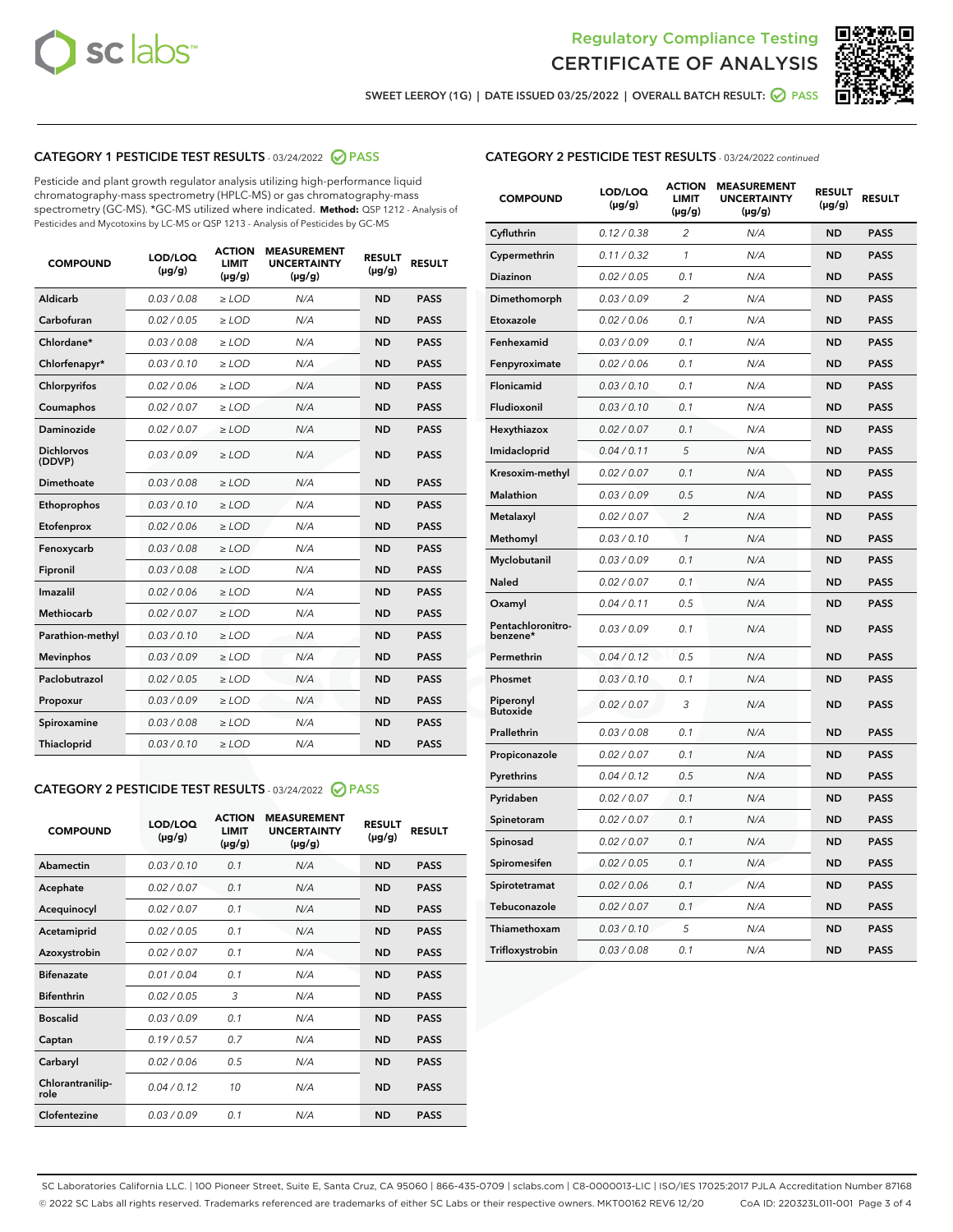Regulatory Compliance Testing
CERTIFICATE OF ANALYSIS

SWEET LEEROY (1G) | DATE ISSUED 03/25/2022 | OVERALL BATCH RESULT: PASS

## CATEGORY 1 PESTICIDE TEST RESULTS - 03/24/2022 PASS

Pesticide and plant growth regulator analysis utilizing high-performance liquid chromatography-mass spectrometry (HPLC-MS) or gas chromatography-mass spectrometry (GC-MS). *GC-MS utilized where indicated. **Method:** QSP 1212 - Analysis of Pesticides and Mycotoxins by LC-MS or QSP 1213 - Analysis of Pesticides by GC-MS

| COMPOUND | LOD/LOQ (µg/g) | ACTION LIMIT (µg/g) | MEASUREMENT UNCERTAINTY (µg/g) | RESULT (µg/g) | RESULT |
|---|---|---|---|---|---|
| Aldicarb | 0.03 / 0.08 | ≥ LOD | N/A | ND | PASS |
| Carbofuran | 0.02 / 0.05 | ≥ LOD | N/A | ND | PASS |
| Chlordane* | 0.03 / 0.08 | ≥ LOD | N/A | ND | PASS |
| Chlorfenapyr* | 0.03 / 0.10 | ≥ LOD | N/A | ND | PASS |
| Chlorpyrifos | 0.02 / 0.06 | ≥ LOD | N/A | ND | PASS |
| Coumaphos | 0.02 / 0.07 | ≥ LOD | N/A | ND | PASS |
| Daminozide | 0.02 / 0.07 | ≥ LOD | N/A | ND | PASS |
| Dichlorvos (DDVP) | 0.03 / 0.09 | ≥ LOD | N/A | ND | PASS |
| Dimethoate | 0.03 / 0.08 | ≥ LOD | N/A | ND | PASS |
| Ethoprophos | 0.03 / 0.10 | ≥ LOD | N/A | ND | PASS |
| Etofenprox | 0.02 / 0.06 | ≥ LOD | N/A | ND | PASS |
| Fenoxycarb | 0.03 / 0.08 | ≥ LOD | N/A | ND | PASS |
| Fipronil | 0.03 / 0.08 | ≥ LOD | N/A | ND | PASS |
| Imazalil | 0.02 / 0.06 | ≥ LOD | N/A | ND | PASS |
| Methiocarb | 0.02 / 0.07 | ≥ LOD | N/A | ND | PASS |
| Parathion-methyl | 0.03 / 0.10 | ≥ LOD | N/A | ND | PASS |
| Mevinphos | 0.03 / 0.09 | ≥ LOD | N/A | ND | PASS |
| Paclobutrazol | 0.02 / 0.05 | ≥ LOD | N/A | ND | PASS |
| Propoxur | 0.03 / 0.09 | ≥ LOD | N/A | ND | PASS |
| Spiroxamine | 0.03 / 0.08 | ≥ LOD | N/A | ND | PASS |
| Thiacloprid | 0.03 / 0.10 | ≥ LOD | N/A | ND | PASS |

## CATEGORY 2 PESTICIDE TEST RESULTS - 03/24/2022 PASS

| COMPOUND | LOD/LOQ (µg/g) | ACTION LIMIT (µg/g) | MEASUREMENT UNCERTAINTY (µg/g) | RESULT (µg/g) | RESULT |
|---|---|---|---|---|---|
| Abamectin | 0.03 / 0.10 | 0.1 | N/A | ND | PASS |
| Acephate | 0.02 / 0.07 | 0.1 | N/A | ND | PASS |
| Acequinocyl | 0.02 / 0.07 | 0.1 | N/A | ND | PASS |
| Acetamiprid | 0.02 / 0.05 | 0.1 | N/A | ND | PASS |
| Azoxystrobin | 0.02 / 0.07 | 0.1 | N/A | ND | PASS |
| Bifenazate | 0.01 / 0.04 | 0.1 | N/A | ND | PASS |
| Bifenthrin | 0.02 / 0.05 | 3 | N/A | ND | PASS |
| Boscalid | 0.03 / 0.09 | 0.1 | N/A | ND | PASS |
| Captan | 0.19 / 0.57 | 0.7 | N/A | ND | PASS |
| Carbaryl | 0.02 / 0.06 | 0.5 | N/A | ND | PASS |
| Chlorantraniliprole | 0.04 / 0.12 | 10 | N/A | ND | PASS |
| Clofentezine | 0.03 / 0.09 | 0.1 | N/A | ND | PASS |
| Cyfluthrin | 0.12 / 0.38 | 2 | N/A | ND | PASS |
| Cypermethrin | 0.11 / 0.32 | 1 | N/A | ND | PASS |
| Diazinon | 0.02 / 0.05 | 0.1 | N/A | ND | PASS |
| Dimethomorph | 0.03 / 0.09 | 2 | N/A | ND | PASS |
| Etoxazole | 0.02 / 0.06 | 0.1 | N/A | ND | PASS |
| Fenhexamid | 0.03 / 0.09 | 0.1 | N/A | ND | PASS |
| Fenpyroximate | 0.02 / 0.06 | 0.1 | N/A | ND | PASS |
| Flonicamid | 0.03 / 0.10 | 0.1 | N/A | ND | PASS |
| Fludioxonil | 0.03 / 0.10 | 0.1 | N/A | ND | PASS |
| Hexythiazox | 0.02 / 0.07 | 0.1 | N/A | ND | PASS |
| Imidacloprid | 0.04 / 0.11 | 5 | N/A | ND | PASS |
| Kresoxim-methyl | 0.02 / 0.07 | 0.1 | N/A | ND | PASS |
| Malathion | 0.03 / 0.09 | 0.5 | N/A | ND | PASS |
| Metalaxyl | 0.02 / 0.07 | 2 | N/A | ND | PASS |
| Methomyl | 0.03 / 0.10 | 1 | N/A | ND | PASS |
| Myclobutanil | 0.03 / 0.09 | 0.1 | N/A | ND | PASS |
| Naled | 0.02 / 0.07 | 0.1 | N/A | ND | PASS |
| Oxamyl | 0.04 / 0.11 | 0.5 | N/A | ND | PASS |
| Pentachloronitrobenzene* | 0.03 / 0.09 | 0.1 | N/A | ND | PASS |
| Permethrin | 0.04 / 0.12 | 0.5 | N/A | ND | PASS |
| Phosmet | 0.03 / 0.10 | 0.1 | N/A | ND | PASS |
| Piperonyl Butoxide | 0.02 / 0.07 | 3 | N/A | ND | PASS |
| Prallethrin | 0.03 / 0.08 | 0.1 | N/A | ND | PASS |
| Propiconazole | 0.02 / 0.07 | 0.1 | N/A | ND | PASS |
| Pyrethrins | 0.04 / 0.12 | 0.5 | N/A | ND | PASS |
| Pyridaben | 0.02 / 0.07 | 0.1 | N/A | ND | PASS |
| Spinetoram | 0.02 / 0.07 | 0.1 | N/A | ND | PASS |
| Spinosad | 0.02 / 0.07 | 0.1 | N/A | ND | PASS |
| Spiromesifen | 0.02 / 0.05 | 0.1 | N/A | ND | PASS |
| Spirotetramat | 0.02 / 0.06 | 0.1 | N/A | ND | PASS |
| Tebuconazole | 0.02 / 0.07 | 0.1 | N/A | ND | PASS |
| Thiamethoxam | 0.03 / 0.10 | 5 | N/A | ND | PASS |
| Trifloxystrobin | 0.03 / 0.08 | 0.1 | N/A | ND | PASS |

SC Laboratories California LLC. | 100 Pioneer Street, Suite E, Santa Cruz, CA 95060 | 866-435-0709 | sclabs.com | C8-0000013-LIC | ISO/IES 17025:2017 PJLA Accreditation Number 87168
© 2022 SC Labs all rights reserved. Trademarks referenced are trademarks of either SC Labs or their respective owners. MKT00162 REV6 12/20 CoA ID: 220323L011-001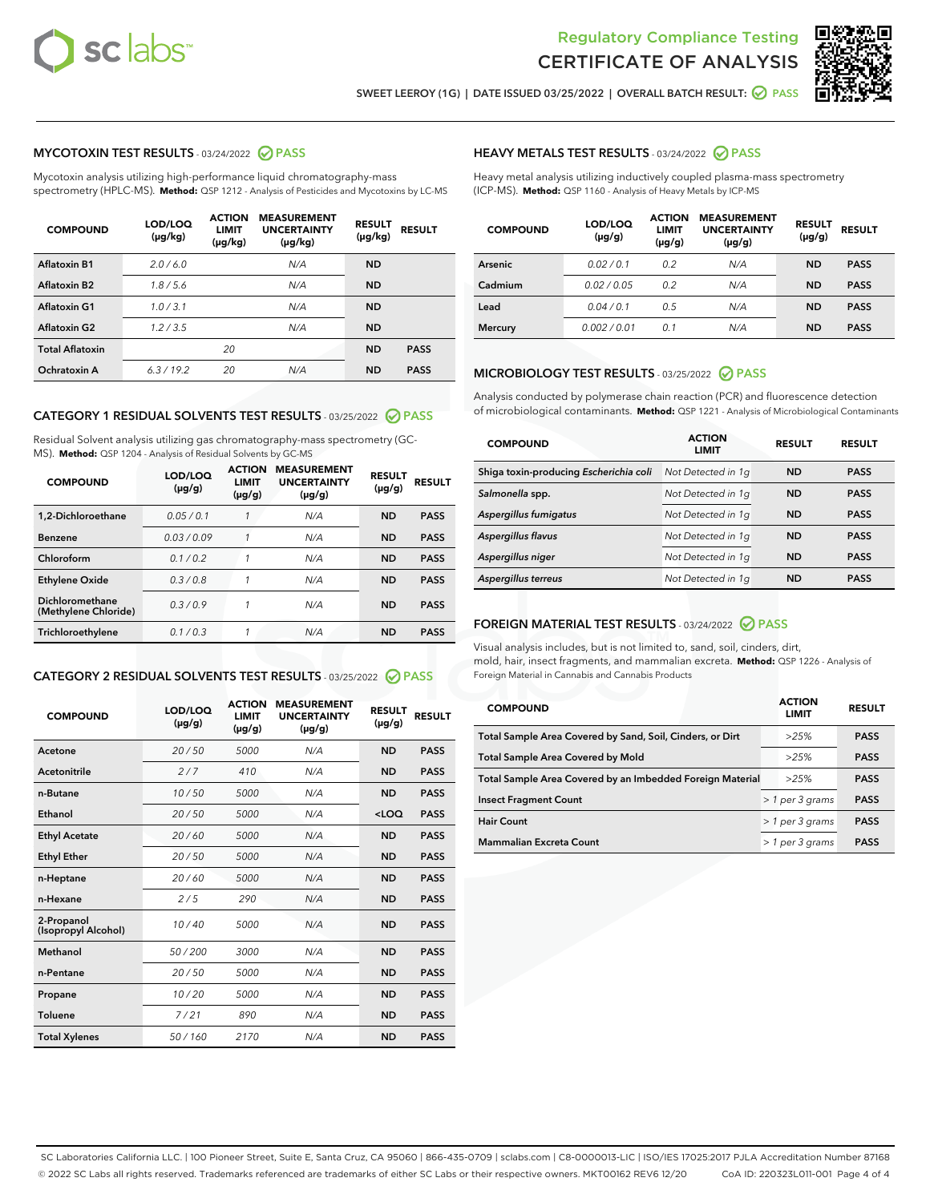Regulatory Compliance Testing

# CERTIFICATE OF ANALYSIS

SWEET LEEROY (1G) | DATE ISSUED 03/25/2022 | OVERALL BATCH RESULT: PASS

## MYCOTOXIN TEST RESULTS - 03/24/2022 PASS

Mycotoxin analysis utilizing high-performance liquid chromatography-mass spectrometry (HPLC-MS). **Method:** QSP 1212 - Analysis of Pesticides and Mycotoxins by LC-MS

| COMPOUND | LOD/LOQ (μg/kg) | ACTION LIMIT (μg/kg) | MEASUREMENT UNCERTAINTY (μg/kg) | RESULT (μg/kg) | RESULT |
|---|---|---|---|---|---|
| Aflatoxin B1 | 2.0 / 6.0 | | N/A | ND | |
| Aflatoxin B2 | 1.8 / 5.6 | | N/A | ND | |
| Aflatoxin G1 | 1.0 / 3.1 | | N/A | ND | |
| Aflatoxin G2 | 1.2 / 3.5 | | N/A | ND | |
| Total Aflatoxin | | 20 | | ND | PASS |
| Ochratoxin A | 6.3 / 19.2 | 20 | N/A | ND | PASS |

## CATEGORY 1 RESIDUAL SOLVENTS TEST RESULTS - 03/25/2022 PASS

Residual Solvent analysis utilizing gas chromatography-mass spectrometry (GC-MS). **Method:** QSP 1204 - Analysis of Residual Solvents by GC-MS

| COMPOUND | LOD/LOQ (μg/g) | ACTION LIMIT (μg/g) | MEASUREMENT UNCERTAINTY (μg/g) | RESULT (μg/g) | RESULT |
|---|---|---|---|---|---|
| 1,2-Dichloroethane | 0.05 / 0.1 | 1 | N/A | ND | PASS |
| Benzene | 0.03 / 0.09 | 1 | N/A | ND | PASS |
| Chloroform | 0.1 / 0.2 | 1 | N/A | ND | PASS |
| Ethylene Oxide | 0.3 / 0.8 | 1 | N/A | ND | PASS |
| Dichloromethane (Methylene Chloride) | 0.3 / 0.9 | 1 | N/A | ND | PASS |
| Trichloroethylene | 0.1 / 0.3 | 1 | N/A | ND | PASS |

## CATEGORY 2 RESIDUAL SOLVENTS TEST RESULTS - 03/25/2022 PASS

| COMPOUND | LOD/LOQ (μg/g) | ACTION LIMIT (μg/g) | MEASUREMENT UNCERTAINTY (μg/g) | RESULT (μg/g) | RESULT |
|---|---|---|---|---|---|
| Acetone | 20 / 50 | 5000 | N/A | ND | PASS |
| Acetonitrile | 2 / 7 | 410 | N/A | ND | PASS |
| n-Butane | 10 / 50 | 5000 | N/A | ND | PASS |
| Ethanol | 20 / 50 | 5000 | N/A | <LOQ | PASS |
| Ethyl Acetate | 20 / 60 | 5000 | N/A | ND | PASS |
| Ethyl Ether | 20 / 50 | 5000 | N/A | ND | PASS |
| n-Heptane | 20 / 60 | 5000 | N/A | ND | PASS |
| n-Hexane | 2 / 5 | 290 | N/A | ND | PASS |
| 2-Propanol (Isopropyl Alcohol) | 10 / 40 | 5000 | N/A | ND | PASS |
| Methanol | 50 / 200 | 3000 | N/A | ND | PASS |
| n-Pentane | 20 / 50 | 5000 | N/A | ND | PASS |
| Propane | 10 / 20 | 5000 | N/A | ND | PASS |
| Toluene | 7 / 21 | 890 | N/A | ND | PASS |
| Total Xylenes | 50 / 160 | 2170 | N/A | ND | PASS |

## HEAVY METALS TEST RESULTS - 03/24/2022 PASS

Heavy metal analysis utilizing inductively coupled plasma-mass spectrometry (ICP-MS). **Method:** QSP 1160 - Analysis of Heavy Metals by ICP-MS

| COMPOUND | LOD/LOQ (μg/g) | ACTION LIMIT (μg/g) | MEASUREMENT UNCERTAINTY (μg/g) | RESULT (μg/g) | RESULT |
|---|---|---|---|---|---|
| Arsenic | 0.02 / 0.1 | 0.2 | N/A | ND | PASS |
| Cadmium | 0.02 / 0.05 | 0.2 | N/A | ND | PASS |
| Lead | 0.04 / 0.1 | 0.5 | N/A | ND | PASS |
| Mercury | 0.002 / 0.01 | 0.1 | N/A | ND | PASS |

## MICROBIOLOGY TEST RESULTS - 03/25/2022 PASS

Analysis conducted by polymerase chain reaction (PCR) and fluorescence detection of microbiological contaminants. **Method:** QSP 1221 - Analysis of Microbiological Contaminants

| COMPOUND | ACTION LIMIT | RESULT | RESULT |
|---|---|---|---|
| Shiga toxin-producing *Escherichia coli* | Not Detected in 1g | ND | PASS |
| *Salmonella* spp. | Not Detected in 1g | ND | PASS |
| *Aspergillus fumigatus* | Not Detected in 1g | ND | PASS |
| *Aspergillus flavus* | Not Detected in 1g | ND | PASS |
| *Aspergillus niger* | Not Detected in 1g | ND | PASS |
| *Aspergillus terreus* | Not Detected in 1g | ND | PASS |

## FOREIGN MATERIAL TEST RESULTS - 03/24/2022 PASS

Visual analysis includes, but is not limited to, sand, soil, cinders, dirt, mold, hair, insect fragments, and mammalian excreta. **Method:** QSP 1226 - Analysis of Foreign Material in Cannabis and Cannabis Products

| COMPOUND | ACTION LIMIT | RESULT |
|---|---|---|
| Total Sample Area Covered by Sand, Soil, Cinders, or Dirt | >25% | PASS |
| Total Sample Area Covered by Mold | >25% | PASS |
| Total Sample Area Covered by an Imbedded Foreign Material | >25% | PASS |
| Insect Fragment Count | > 1 per 3 grams | PASS |
| Hair Count | > 1 per 3 grams | PASS |
| Mammalian Excreta Count | > 1 per 3 grams | PASS |

SC Laboratories California LLC. | 100 Pioneer Street, Suite E, Santa Cruz, CA 95060 | 866-435-0709 | sclabs.com | C8-0000013-LIC | ISO/IES 17025:2017 PJLA Accreditation Number 87168
© 2022 SC Labs all rights reserved. Trademarks referenced are trademarks of either SC Labs or their respective owners. MKT00162 REV6 12/20 CoA ID: 220323L011-001